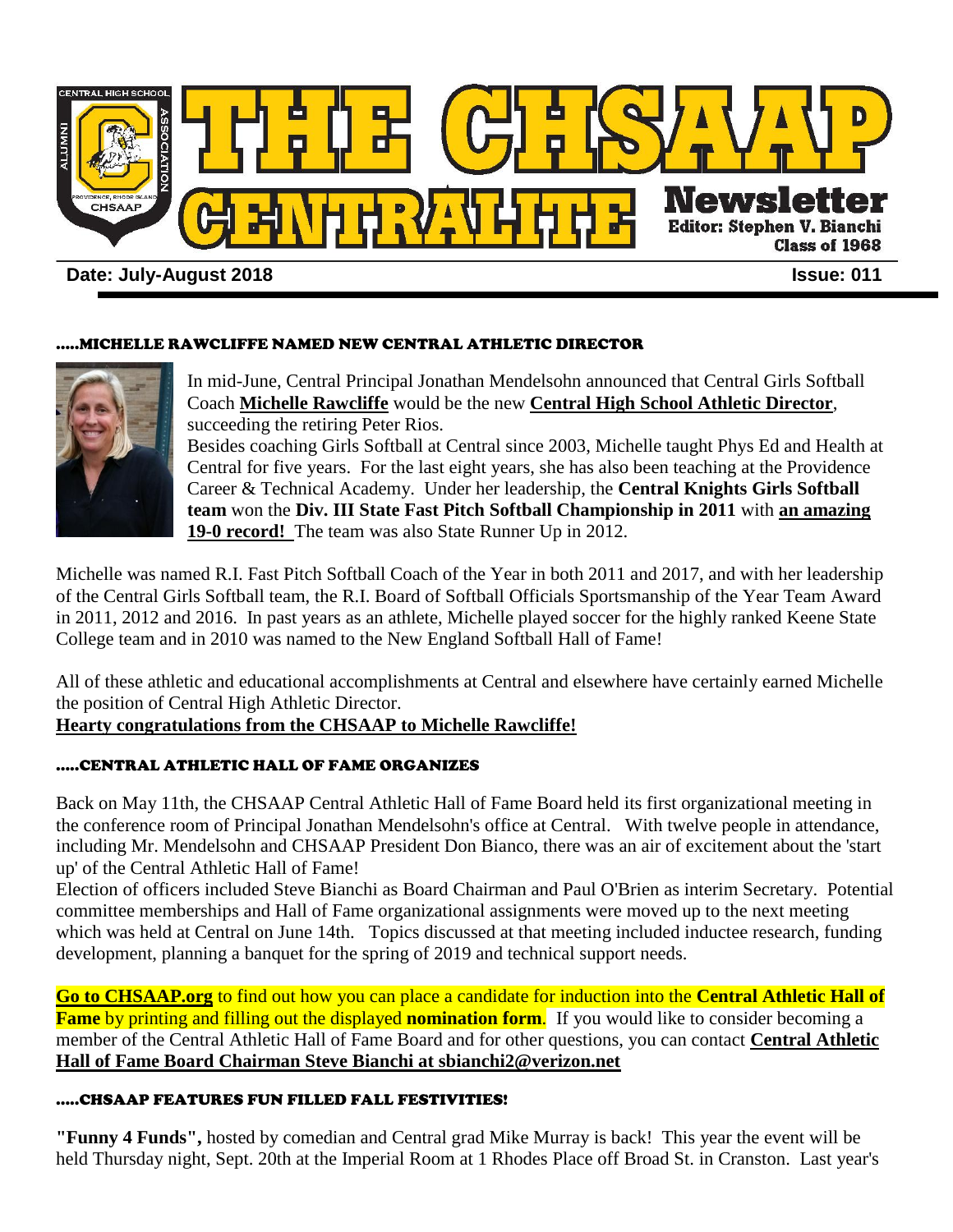# THE CHSAAP CENTRALITE Newsletter

**Editor: Stephen V. Bianchi Class of 1968**

**Date: July-August 2018** **Issue: 011**

### .....MICHELLE RAWCLIFFE NAMED NEW CENTRAL ATHLETIC DIRECTOR

In mid-June, Central Principal Jonathan Mendelsohn announced that Central Girls Softball Coach **Michelle Rawcliffe** would be the new **Central High School Athletic Director**, succeeding the retiring Peter Rios.

Besides coaching Girls Softball at Central since 2003, Michelle taught Phys Ed and Health at Central for five years. For the last eight years, she has also been teaching at the Providence Career & Technical Academy. Under her leadership, the **Central Knights Girls Softball team** won the **Div. III State Fast Pitch Softball Championship in 2011** with **an amazing 19-0 record!** The team was also State Runner Up in 2012.

Michelle was named R.I. Fast Pitch Softball Coach of the Year in both 2011 and 2017, and with her leadership of the Central Girls Softball team, the R.I. Board of Softball Officials Sportsmanship of the Year Team Award in 2011, 2012 and 2016. In past years as an athlete, Michelle played soccer for the highly ranked Keene State College team and in 2010 was named to the New England Softball Hall of Fame!

All of these athletic and educational accomplishments at Central and elsewhere have certainly earned Michelle the position of Central High Athletic Director.

**Hearty congratulations from the CHSAAP to Michelle Rawcliffe!**

### .....CENTRAL ATHLETIC HALL OF FAME ORGANIZES

Back on May 11th, the CHSAAP Central Athletic Hall of Fame Board held its first organizational meeting in the conference room of Principal Jonathan Mendelsohn's office at Central. With twelve people in attendance, including Mr. Mendelsohn and CHSAAP President Don Bianco, there was an air of excitement about the 'start up' of the Central Athletic Hall of Fame!

Election of officers included Steve Bianchi as Board Chairman and Paul O'Brien as interim Secretary. Potential committee memberships and Hall of Fame organizational assignments were moved up to the next meeting which was held at Central on June 14th. Topics discussed at that meeting included inductee research, funding development, planning a banquet for the spring of 2019 and technical support needs.

**Go to CHSAAP.org** to find out how you can place a candidate for induction into the **Central Athletic Hall of Fame** by printing and filling out the displayed **nomination form**. If you would like to consider becoming a member of the Central Athletic Hall of Fame Board and for other questions, you can contact **Central Athletic Hall of Fame Board Chairman Steve Bianchi at sbianchi2@verizon.net**

### .....CHSAAP FEATURES FUN FILLED FALL FESTIVITIES!

**"Funny 4 Funds",** hosted by comedian and Central grad Mike Murray is back! This year the event will be held Thursday night, Sept. 20th at the Imperial Room at 1 Rhodes Place off Broad St. in Cranston. Last year's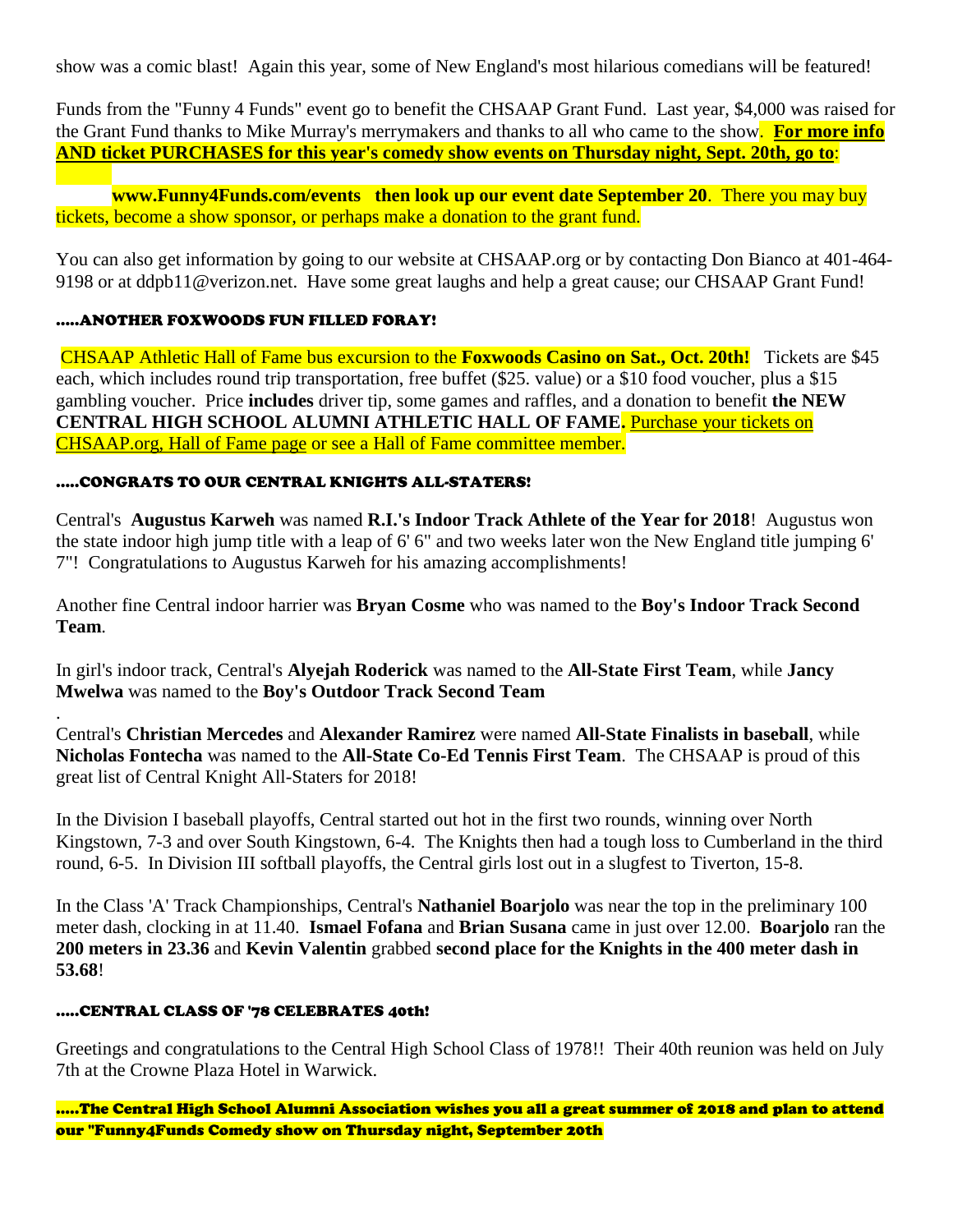show was a comic blast!  Again this year, some of New England's most hilarious comedians will be featured!

Funds from the "Funny 4 Funds" event go to benefit the CHSAAP Grant Fund.  Last year, $4,000 was raised for the Grant Fund thanks to Mike Murray's merrymakers and thanks to all who came to the show.  **For more info AND ticket PURCHASES for this year's comedy show events on Thursday night, Sept. 20th, go to**:

**www.Funny4Funds.com/events   then look up our event date September 20**.  There you may buy tickets, become a show sponsor, or perhaps make a donation to the grant fund.

You can also get information by going to our website at CHSAAP.org or by contacting Don Bianco at 401-464-9198 or at ddpb11@verizon.net.  Have some great laughs and help a great cause; our CHSAAP Grant Fund!

### .....ANOTHER FOXWOODS FUN FILLED FORAY!

CHSAAP Athletic Hall of Fame bus excursion to the **Foxwoods Casino on Sat., Oct. 20th!**   Tickets are $45 each, which includes round trip transportation, free buffet ($25. value) or a $10 food voucher, plus a $15 gambling voucher.  Price **includes** driver tip, some games and raffles, and a donation to benefit **the NEW CENTRAL HIGH SCHOOL ALUMNI ATHLETIC HALL OF FAME.** Purchase your tickets on CHSAAP.org, Hall of Fame page or see a Hall of Fame committee member.

### .....CONGRATS TO OUR CENTRAL KNIGHTS ALL-STATERS!

Central's  **Augustus Karweh** was named **R.I.'s Indoor Track Athlete of the Year for 2018**!  Augustus won the state indoor high jump title with a leap of 6' 6" and two weeks later won the New England title jumping 6' 7"!  Congratulations to Augustus Karweh for his amazing accomplishments!

Another fine Central indoor harrier was **Bryan Cosme** who was named to the **Boy's Indoor Track Second Team**.

In girl's indoor track, Central's **Alyejah Roderick** was named to the **All-State First Team**, while **Jancy Mwelwa** was named to the **Boy's Outdoor Track Second Team**
.
Central's **Christian Mercedes** and **Alexander Ramirez** were named **All-State Finalists in baseball**, while **Nicholas Fontecha** was named to the **All-State Co-Ed Tennis First Team**.  The CHSAAP is proud of this great list of Central Knight All-Staters for 2018!

In the Division I baseball playoffs, Central started out hot in the first two rounds, winning over North Kingstown, 7-3 and over South Kingstown, 6-4.  The Knights then had a tough loss to Cumberland in the third round, 6-5.  In Division III softball playoffs, the Central girls lost out in a slugfest to Tiverton, 15-8.

In the Class 'A' Track Championships, Central's **Nathaniel Boarjolo** was near the top in the preliminary 100 meter dash, clocking in at 11.40.  **Ismael Fofana** and **Brian Susana** came in just over 12.00.  **Boarjolo** ran the **200 meters in 23.36** and **Kevin Valentin** grabbed **second place for the Knights in the 400 meter dash in 53.68**!

### .....CENTRAL CLASS OF '78 CELEBRATES 40th!

Greetings and congratulations to the Central High School Class of 1978!!  Their 40th reunion was held on July 7th at the Crowne Plaza Hotel in Warwick.

**.....The Central High School Alumni Association wishes you all a great summer of 2018 and plan to attend our "Funny4Funds Comedy show on Thursday night, September 20th**